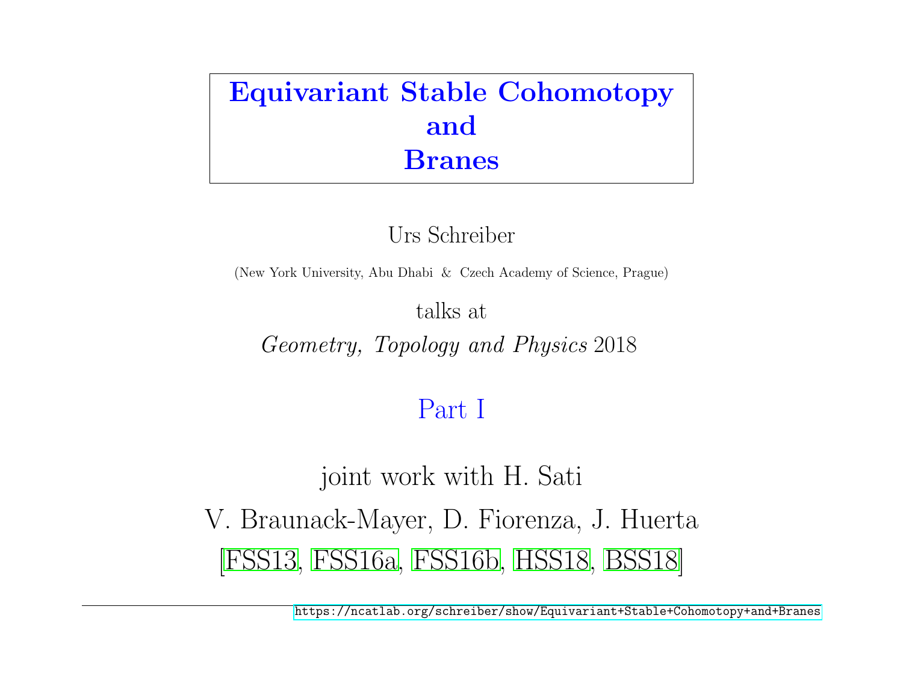# Equivariant Stable Cohomotopy and Branes

Urs Schreiber

(New York University, Abu Dhabi & Czech Academy of Science, Prague)

talks at

*Geometry, Topology and Physics* 2018

## Part I

joint work with H. Sati

V. Braunack-Mayer, D. Fiorenza, J. Huerta

[FSS13, FSS16a, FSS16b, HSS18, BSS18]

https://ncatlab.org/schreiber/show/Equivariant+Stable+Cohomotopy+and+Branes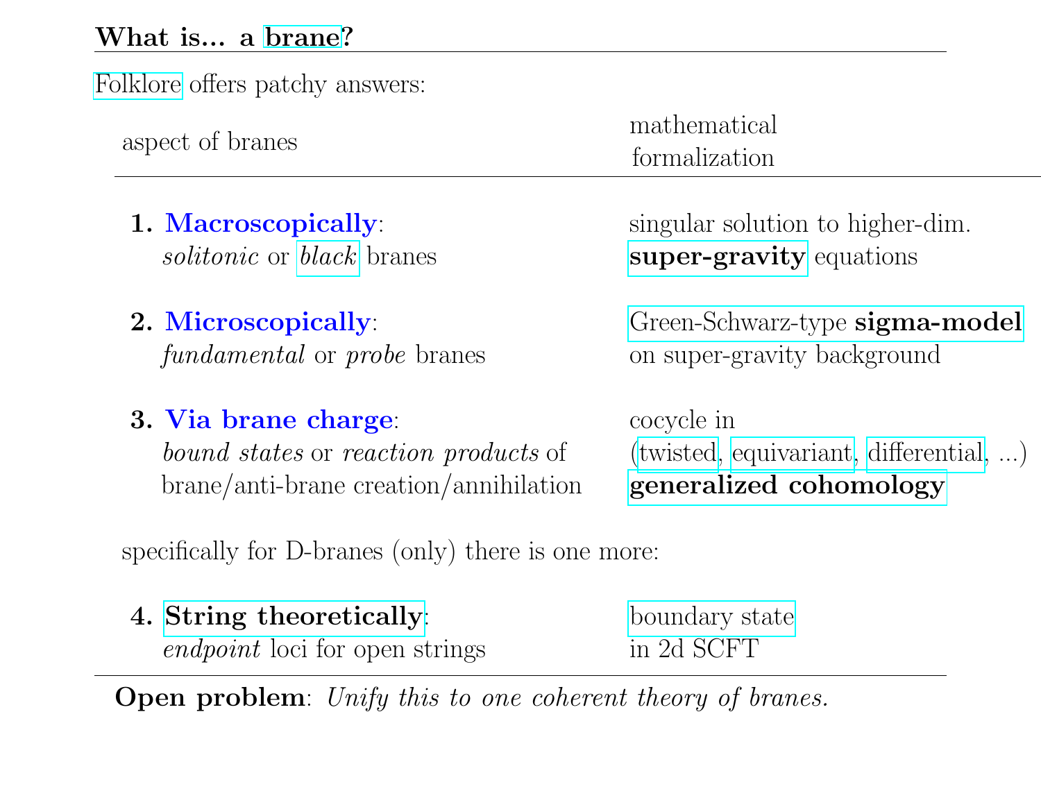## What is... a brane?

Folklore offers patchy answers:

| aspect of branes | mathematical formalization |
|---|---|
| **1. Macroscopically**: *solitonic* or *black* branes | singular solution to higher-dim. **super-gravity** equations |
| **2. Microscopically**: *fundamental* or *probe* branes | Green-Schwarz-type **sigma-model** on super-gravity background |
| **3. Via brane charge**: *bound states* or *reaction products* of brane/anti-brane creation/annihilation | cocycle in (twisted, equivariant, differential, ...) **generalized cohomology** |

specifically for D-branes (only) there is one more:

| | |
|---|---|
| **4. String theoretically**: *endpoint* loci for open strings | boundary state in 2d SCFT |

**Open problem**: *Unify this to one coherent theory of branes.*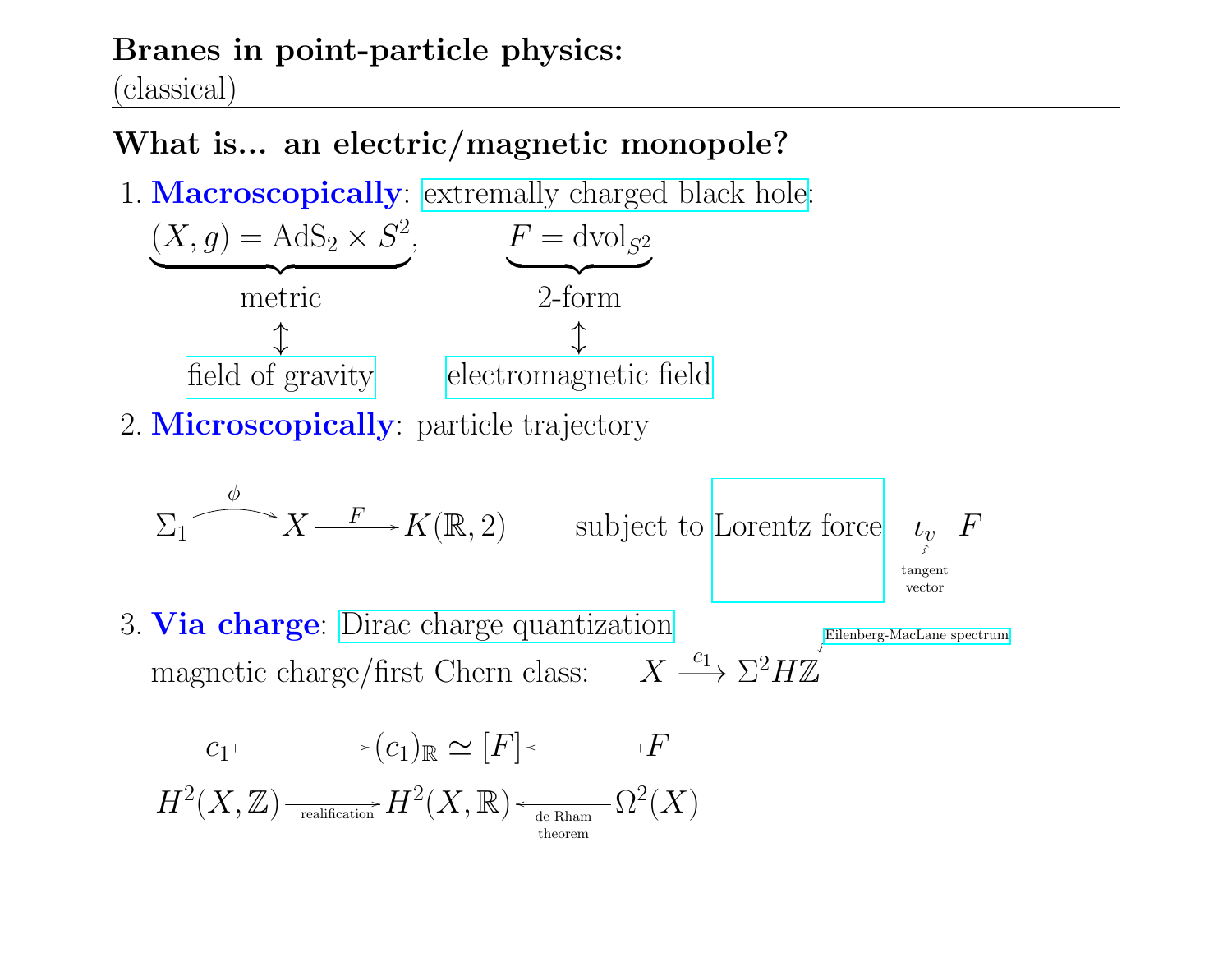## Branes in point-particle physics:

(classical)

### What is... an electric/magnetic monopole?

1. **Macroscopically**: extremally charged black hole:

$$\underbrace{(X,g) = \mathrm{AdS}_2 \times S^2}_{\text{metric}}, \qquad \underbrace{F = \mathrm{dvol}_{S^2}}_{\text{2-form}}$$

metric $\updownarrow$ field of gravity

2-form $\updownarrow$ electromagnetic field

2. **Microscopically**: particle trajectory

$$\Sigma_1 \xrightarrow{\ \phi\ } X \xrightarrow{\ F\ } K(\mathbb{R},2) \qquad \text{subject to Lorentz force} \quad \iota_v F$$

($v$: tangent vector)

3. **Via charge**: Dirac charge quantization

magnetic charge/first Chern class: $\quad X \xrightarrow{\ c_1\ } \Sigma^2 H\mathbb{Z}$ (Eilenberg-MacLane spectrum)

$$\begin{array}{ccccc} c_1 & \longmapsto & (c_1)_{\mathbb{R}} \simeq [F] & \longleftarrow & F \\ H^2(X,\mathbb{Z}) & \xrightarrow{\text{realification}} & H^2(X,\mathbb{R}) & \xleftarrow{\text{de Rham theorem}} & \Omega^2(X) \end{array}$$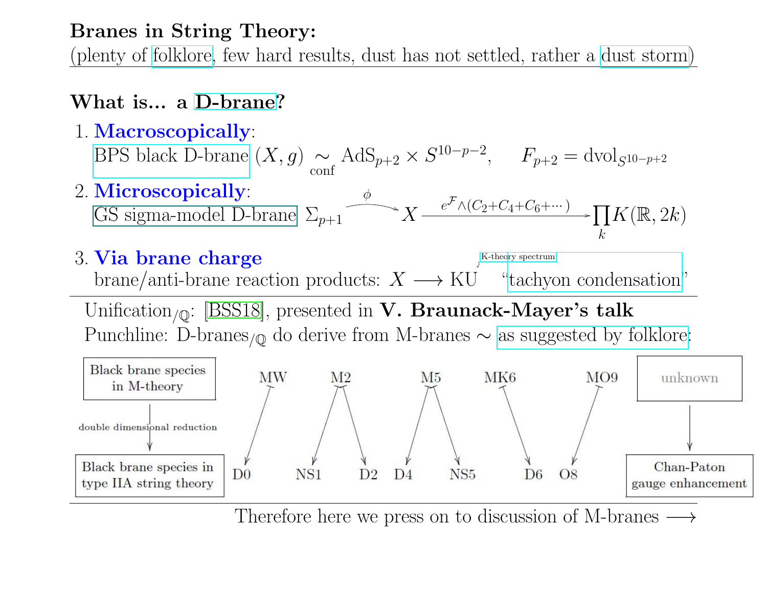**Branes in String Theory:**

(plenty of folklore, few hard results, dust has not settled, rather a dust storm)

**What is... a D-brane?**

1. **Macroscopically**:
   BPS black D-brane $(X, g) \underset{\text{conf}}{\sim} \mathrm{AdS}_{p+2} \times S^{10-p-2}, \quad F_{p+2} = \mathrm{dvol}_{S^{10-p+2}}$

2. **Microscopically**:
   GS sigma-model D-brane $\Sigma_{p+1} \xrightarrow{\phi} X \xrightarrow{e^{\mathcal{F}} \wedge (C_2 + C_4 + C_6 + \cdots)} \prod_k K(\mathbb{R}, 2k)$

3. **Via brane charge**
   brane/anti-brane reaction products: $X \longrightarrow \mathrm{KU}$ (K-theory spectrum) "tachyon condensation"

Unification$_{/\mathbb{Q}}$: [BSS18], presented in **V. Braunack-Mayer's talk**

Punchline: D-branes$_{/\mathbb{Q}}$ do derive from M-branes $\sim$ as suggested by folklore:

| Black brane species in M-theory | MW | M2 | | M5 | | MK6 | MO9 | unknown |
|---|---|---|---|---|---|---|---|---|
| ↓ double dimensional reduction | ↓ | ↓ | ↓ | ↓ | ↓ | ↓ | ↓ | ↓ |
| Black brane species in type IIA string theory | D0 | NS1 | D2 | D4 | NS5 | D6 | O8 | Chan-Paton gauge enhancement |

Therefore here we press on to discussion of M-branes $\longrightarrow$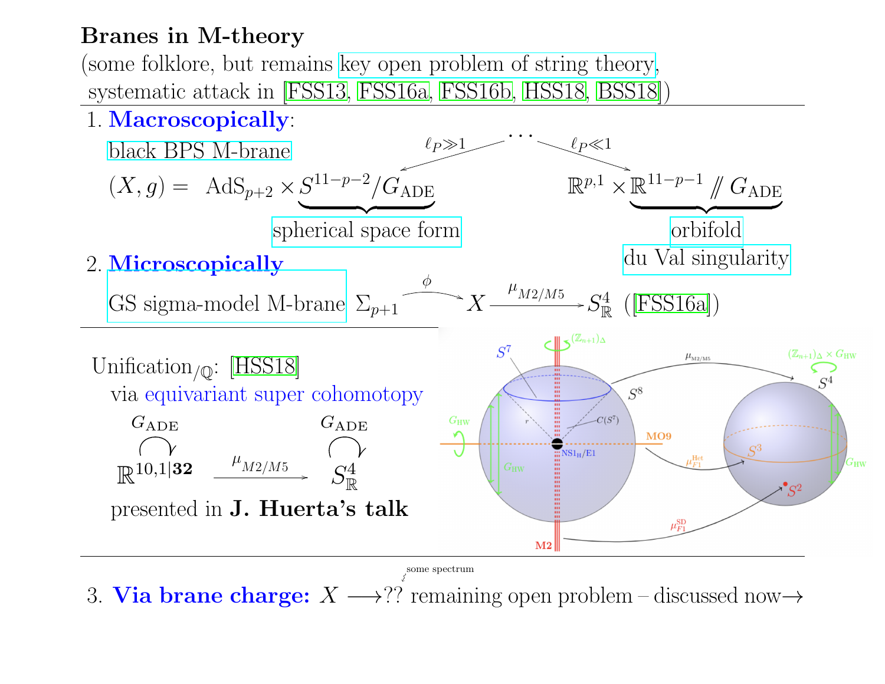## Branes in M-theory

(some folklore, but remains key open problem of string theory, systematic attack in [FSS13, FSS16a, FSS16b, HSS18, BSS18])

1. **Macroscopically**:

   black BPS M-brane

   $$(X,g) = \mathrm{AdS}_{p+2} \times \underbrace{S^{11-p-2}/G_{\mathrm{ADE}}}_{\text{spherical space form}} \quad \xleftarrow{\ell_P \gg 1} \cdots \xrightarrow{\ell_P \ll 1} \quad \mathbb{R}^{p,1} \times \underbrace{\mathbb{R}^{11-p-1} /\!\!/ G_{\mathrm{ADE}}}_{\substack{\text{orbifold} \\ \text{du Val singularity}}}$$

2. **Microscopically**

   GS sigma-model M-brane $\Sigma_{p+1} \xrightarrow{\phi} X \xrightarrow{\mu_{M2/M5}} S^4_{\mathbb{R}}$ ([FSS16a])

Unification$_{/\mathbb{Q}}$: [HSS18]

via equivariant super cohomotopy

$$G_{\mathrm{ADE}} \circlearrowright \mathbb{R}^{10,1|\mathbf{32}} \xrightarrow{\mu_{M2/M5}} S^4_{\mathbb{R}} \circlearrowleft G_{\mathrm{ADE}}$$

presented in **J. Huerta's talk**

3. **Via brane charge:** $X \longrightarrow ??$ (some spectrum) remaining open problem – discussed now $\rightarrow$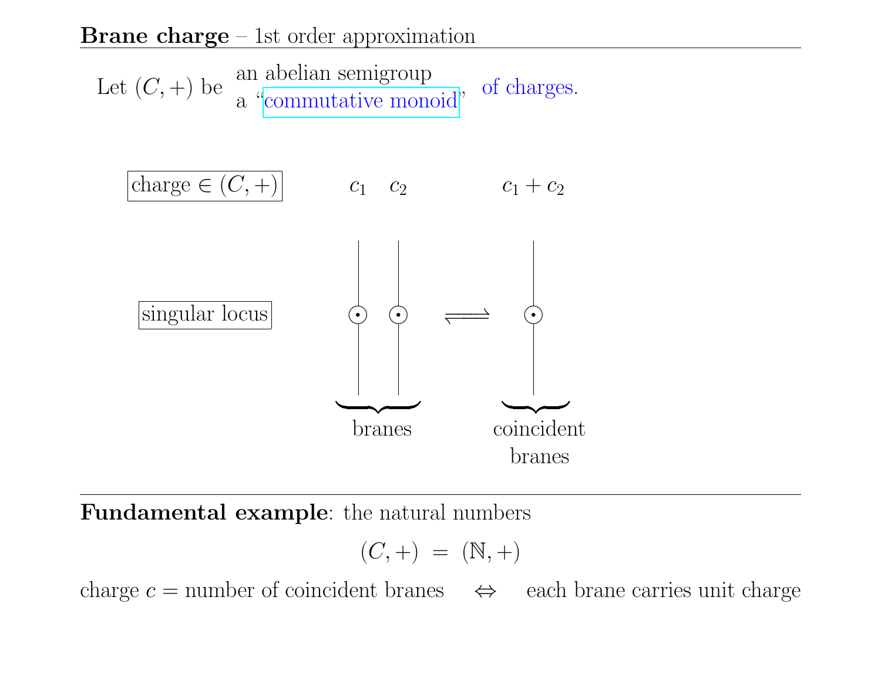**Brane charge** – 1st order approximation

Let $(C, +)$ be an abelian semigroup / a "commutative monoid", of charges.

charge $\in (C, +)$ $\quad c_1 \quad c_2 \qquad\qquad c_1 + c_2$

singular locus $\quad \odot \quad \odot \quad \rightleftharpoons \quad \odot$

branes $\qquad\qquad$ coincident branes

---

**Fundamental example**: the natural numbers

$$(C, +) \; = \; (\mathbb{N}, +)$$

charge $c$ = number of coincident branes $\quad \Leftrightarrow \quad$ each brane carries unit charge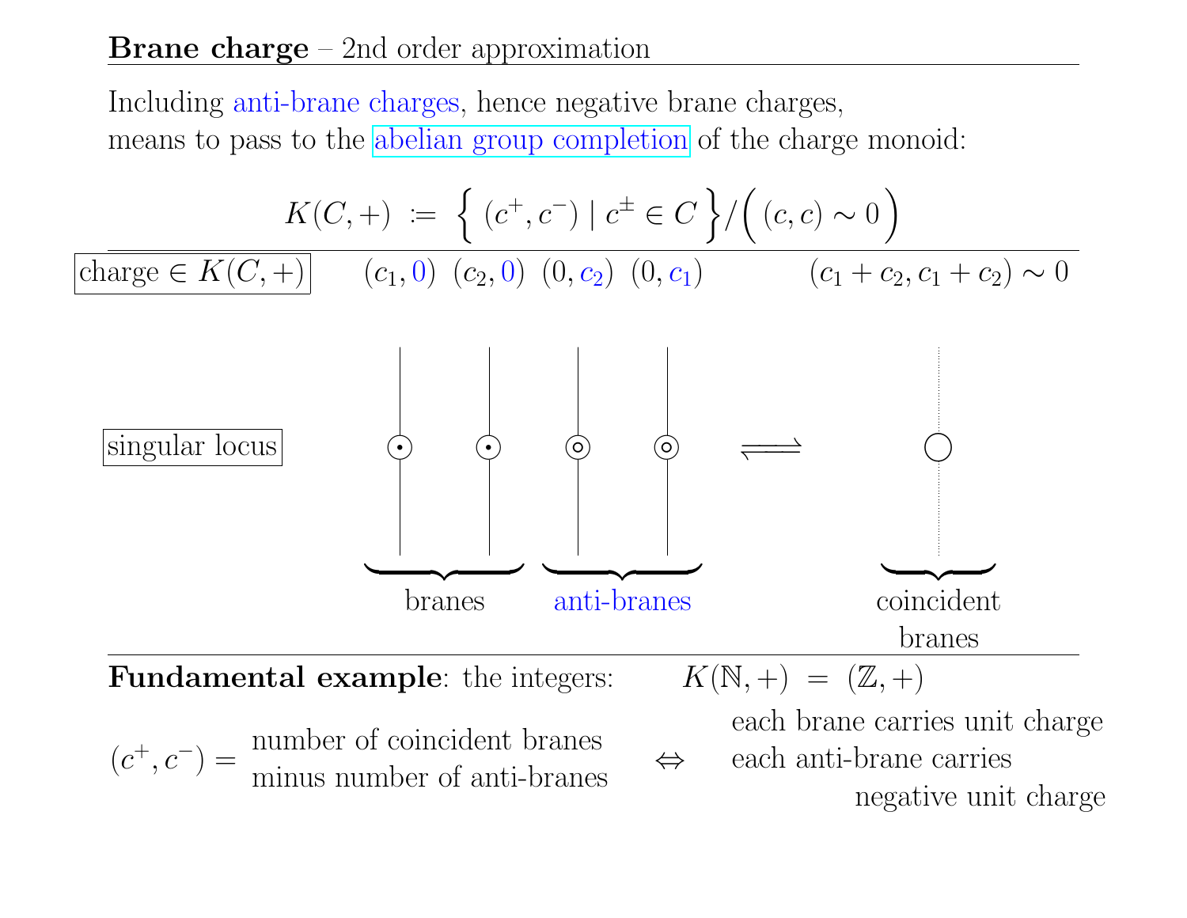## **Brane charge** – 2nd order approximation

Including anti-brane charges, hence negative brane charges, means to pass to the abelian group completion of the charge monoid:

$$K(C,+) \;\coloneqq\; \Big\{ \,(c^+, c^-) \mid c^\pm \in C \,\Big\} \Big/ \Big( (c,c) \sim 0 \Big)$$

| charge $\in K(C,+)$ | $(c_1, 0)$ $(c_2, 0)$ $(0, c_2)$ $(0, c_1)$ | $(c_1 + c_2, c_1 + c_2) \sim 0$ |
|---|---|---|
| singular locus | branes / anti-branes $\rightleftharpoons$ | coincident branes |

**Fundamental example**: the integers: $\quad K(\mathbb{N}, +) \;=\; (\mathbb{Z}, +)$

$(c^+, c^-) =$ number of coincident branes minus number of anti-branes $\;\Leftrightarrow\;$ each brane carries unit charge, each anti-brane carries negative unit charge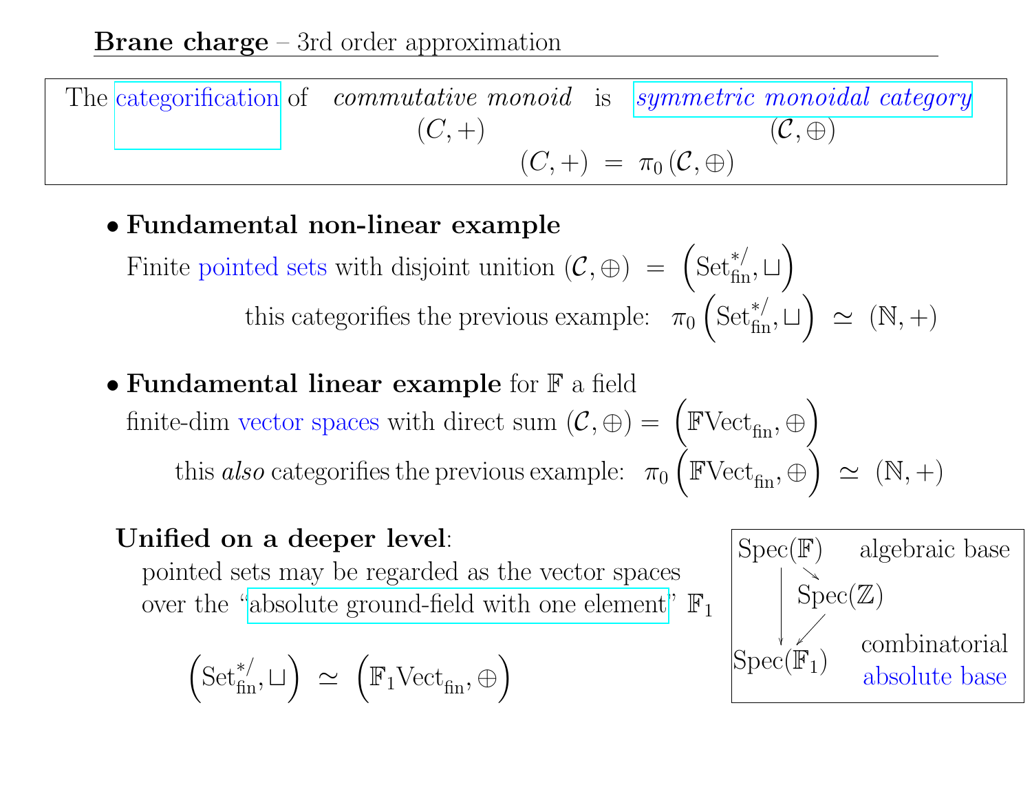## **Brane charge** – 3rd order approximation

> The categorification of *commutative monoid* $(C, +)$ is *symmetric monoidal category* $(\mathcal{C}, \oplus)$
>
> $$(C,+) \;=\; \pi_0\,(\mathcal{C}, \oplus)$$

- **Fundamental non-linear example**

  Finite pointed sets with disjoint unition $(\mathcal{C}, \oplus) \;=\; \left(\mathrm{Set}^{*/}_{\mathrm{fin}}, \sqcup\right)$

  this categorifies the previous example: $\pi_0\left(\mathrm{Set}^{*/}_{\mathrm{fin}}, \sqcup\right) \;\simeq\; (\mathbb{N}, +)$

- **Fundamental linear example** for $\mathbb{F}$ a field

  finite-dim vector spaces with direct sum $(\mathcal{C}, \oplus) = \left(\mathbb{F}\mathrm{Vect}_{\mathrm{fin}}, \oplus\right)$

  this *also* categorifies the previous example: $\pi_0\left(\mathbb{F}\mathrm{Vect}_{\mathrm{fin}}, \oplus\right) \;\simeq\; (\mathbb{N}, +)$

**Unified on a deeper level**:

pointed sets may be regarded as the vector spaces over the "absolute ground-field with one element" $\mathbb{F}_1$

$$\left(\mathrm{Set}^{*/}_{\mathrm{fin}}, \sqcup\right) \;\simeq\; \left(\mathbb{F}_1\mathrm{Vect}_{\mathrm{fin}}, \oplus\right)$$

$$\begin{array}{ccc} \mathrm{Spec}(\mathbb{F}) & & \text{algebraic base} \\ \downarrow & \searrow & \\ & \mathrm{Spec}(\mathbb{Z}) & \\ \downarrow & \swarrow & \\ \mathrm{Spec}(\mathbb{F}_1) & & \text{combinatorial absolute base} \end{array}$$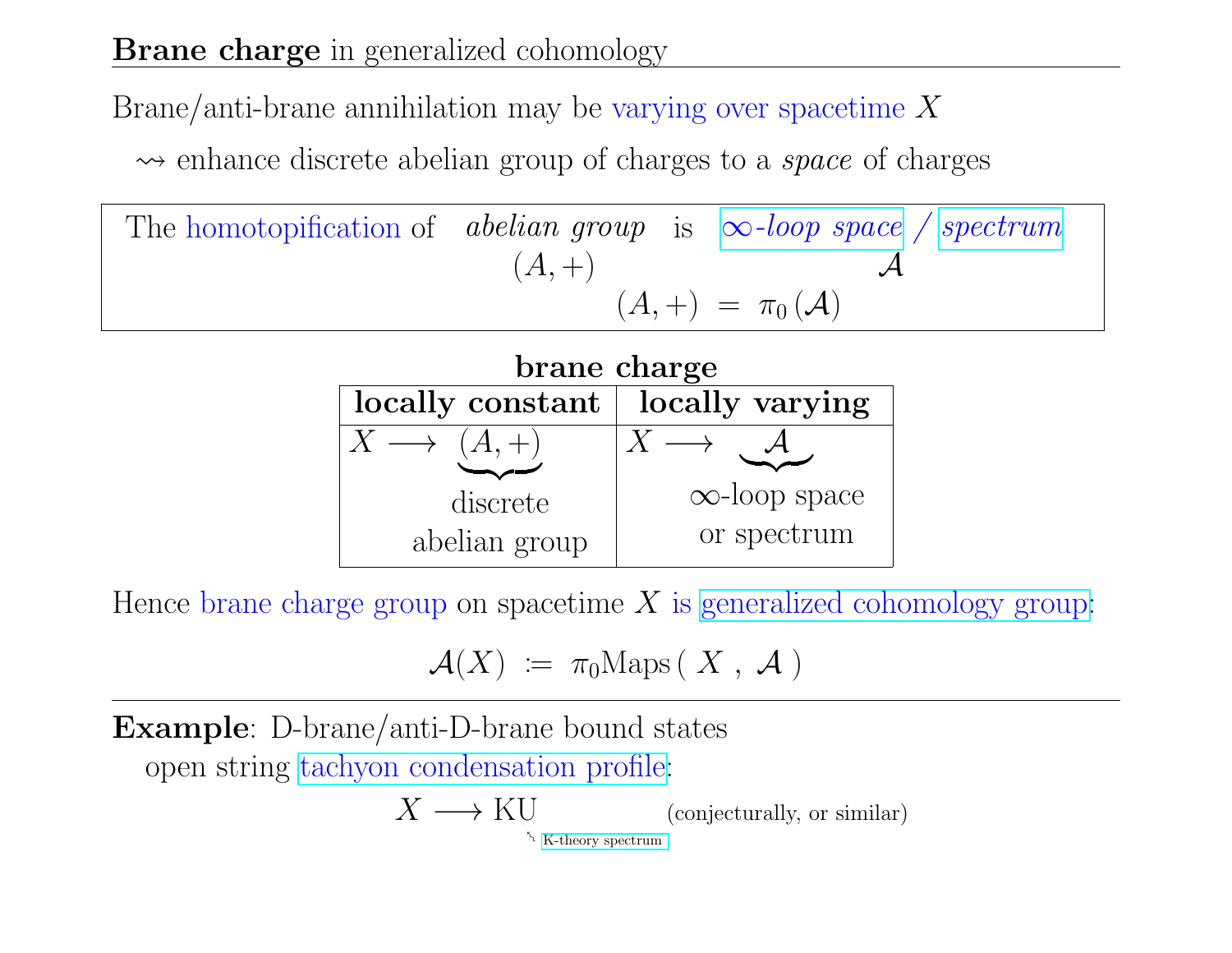## **Brane charge** in generalized cohomology

Brane/anti-brane annihilation may be varying over spacetime $X$

$\rightsquigarrow$ enhance discrete abelian group of charges to a *space* of charges

> The homotopification of *abelian group* $(A,+)$ is *$\infty$-loop space* / *spectrum* $\mathcal{A}$
>
> $$(A,+) \;=\; \pi_0(\mathcal{A})$$

**brane charge**

| **locally constant** | **locally varying** |
|---|---|
| $X \longrightarrow \underbrace{(A,+)}_{\text{discrete abelian group}}$ | $X \longrightarrow \underbrace{\mathcal{A}}_{\infty\text{-loop space or spectrum}}$ |

Hence brane charge group on spacetime $X$ is generalized cohomology group:

$$\mathcal{A}(X) \;\coloneqq\; \pi_0 \mathrm{Maps}(\, X \,,\, \mathcal{A} \,)$$

---

**Example**: D-brane/anti-D-brane bound states

open string tachyon condensation profile:

$$X \longrightarrow \mathrm{KU} \qquad \text{(conjecturally, or similar)}$$

K-theory spectrum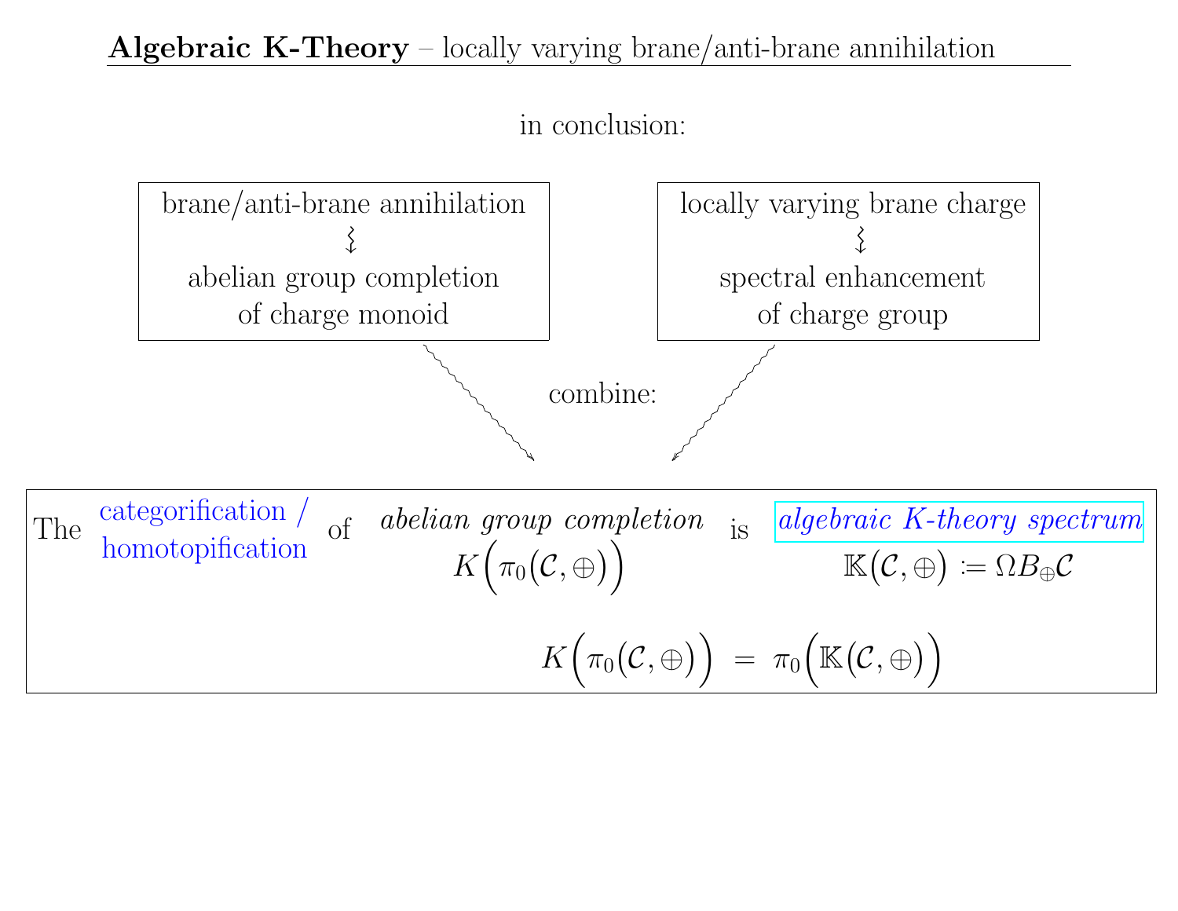**Algebraic K-Theory** – locally varying brane/anti-brane annihilation

in conclusion:

brane/anti-brane annihilation
⇝
abelian group completion of charge monoid

locally varying brane charge
⇝
spectral enhancement of charge group

combine:

The categorification / homotopification of *abelian group completion* $K\Big(\pi_0\big(\mathcal{C}, \oplus\big)\Big)$ is *algebraic K-theory spectrum* $\mathbb{K}\big(\mathcal{C}, \oplus\big) \coloneqq \Omega B_{\oplus}\mathcal{C}$

$$K\Big(\pi_0\big(\mathcal{C}, \oplus\big)\Big) \;=\; \pi_0\Big(\mathbb{K}\big(\mathcal{C}, \oplus\big)\Big)$$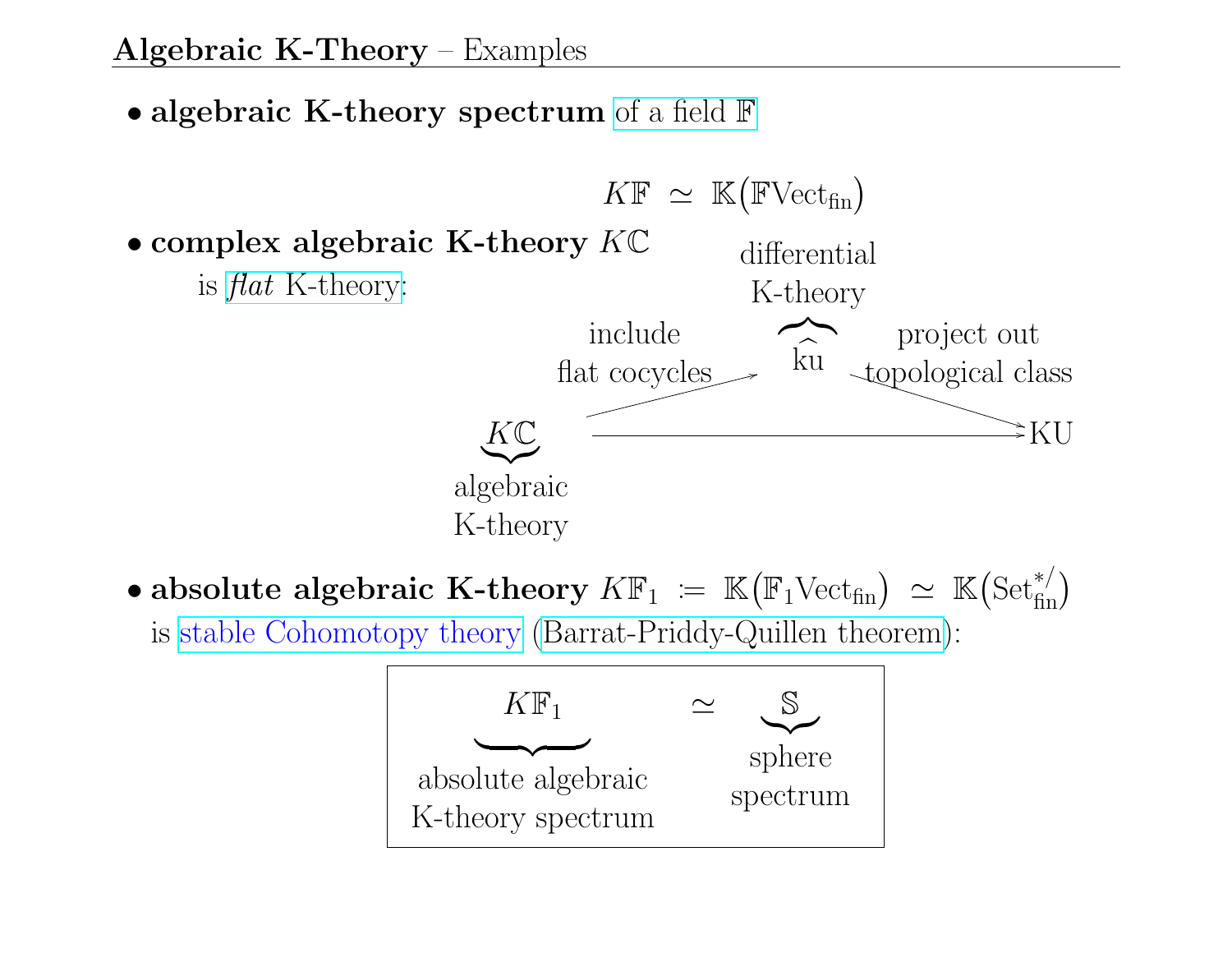## **Algebraic K-Theory** – Examples

- **algebraic K-theory spectrum** of a field $\mathbb{F}$

$$K\mathbb{F} \;\simeq\; \mathbb{K}\big(\mathbb{F}\mathrm{Vect}_{\mathrm{fin}}\big)$$

- **complex algebraic K-theory** $K\mathbb{C}$
  is *flat* K-theory:

$$
\underbrace{K\mathbb{C}}_{\substack{\text{algebraic} \\ \text{K-theory}}}
\xrightarrow[\text{flat cocycles}]{\text{include}}
\overbrace{\widehat{\mathrm{ku}}}^{\substack{\text{differential} \\ \text{K-theory}}}
\xrightarrow[\text{topological class}]{\text{project out}}
\mathrm{KU}
$$

$$K\mathbb{C} \longrightarrow \mathrm{KU}$$

- **absolute algebraic K-theory** $K\mathbb{F}_1 \;\coloneqq\; \mathbb{K}\big(\mathbb{F}_1\mathrm{Vect}_{\mathrm{fin}}\big) \;\simeq\; \mathbb{K}\big(\mathrm{Set}^{*/}_{\mathrm{fin}}\big)$
  is stable Cohomotopy theory (Barrat-Priddy-Quillen theorem):

$$
\underbrace{K\mathbb{F}_1}_{\substack{\text{absolute algebraic} \\ \text{K-theory spectrum}}}
\;\simeq\;
\underbrace{\mathbb{S}}_{\substack{\text{sphere} \\ \text{spectrum}}}
$$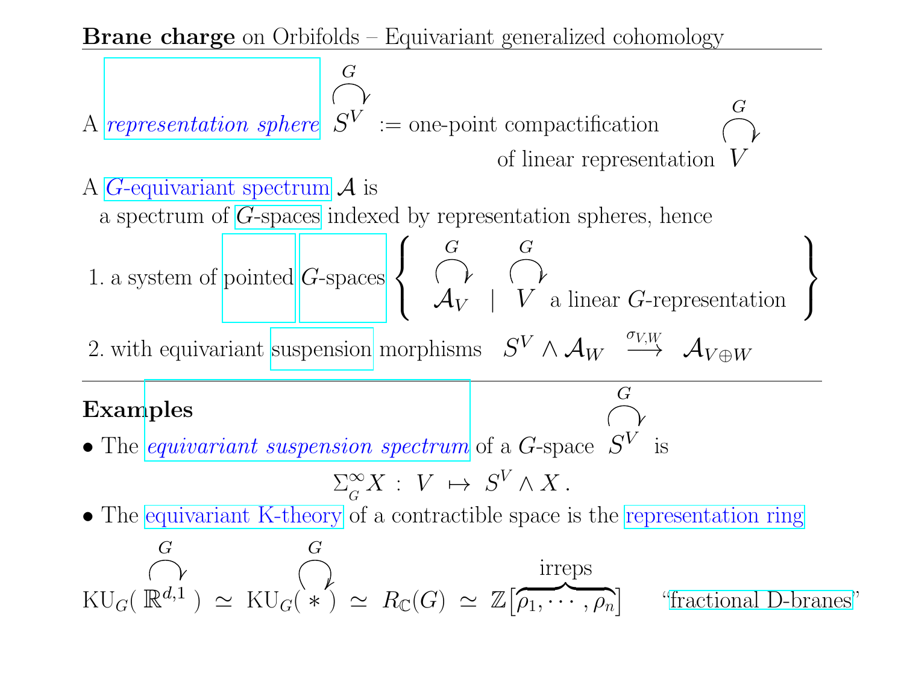**Brane charge** on Orbifolds – Equivariant generalized cohomology

A *representation sphere* $\overset{G}{\curvearrowright} S^V$ := one-point compactification of linear representation $\overset{G}{\curvearrowright} V$

A $G$-equivariant spectrum $\mathcal{A}$ is
a spectrum of $G$-spaces indexed by representation spheres, hence

1. a system of pointed $G$-spaces $\left\{ \overset{G}{\curvearrowright} \mathcal{A}_V \;\middle|\; \overset{G}{\curvearrowright} V \text{ a linear } G\text{-representation} \right\}$
2. with equivariant suspension morphisms $S^V \wedge \mathcal{A}_W \xrightarrow{\sigma_{V,W}} \mathcal{A}_{V \oplus W}$

---

**Examples**

- The *equivariant suspension spectrum* of a $G$-space $\overset{G}{\curvearrowright} S^V$ is

$$\Sigma^\infty_G X \,:\, V \mapsto S^V \wedge X\,.$$

- The equivariant K-theory of a contractible space is the representation ring

$$\mathrm{KU}_G(\overset{G}{\curvearrowright} \mathbb{R}^{d,1}) \simeq \mathrm{KU}_G(\overset{G}{\curvearrowright} *) \simeq R_{\mathbb{C}}(G) \simeq \mathbb{Z}[\overbrace{\rho_1, \cdots, \rho_n}^{\text{irreps}}]$$

"fractional D-branes"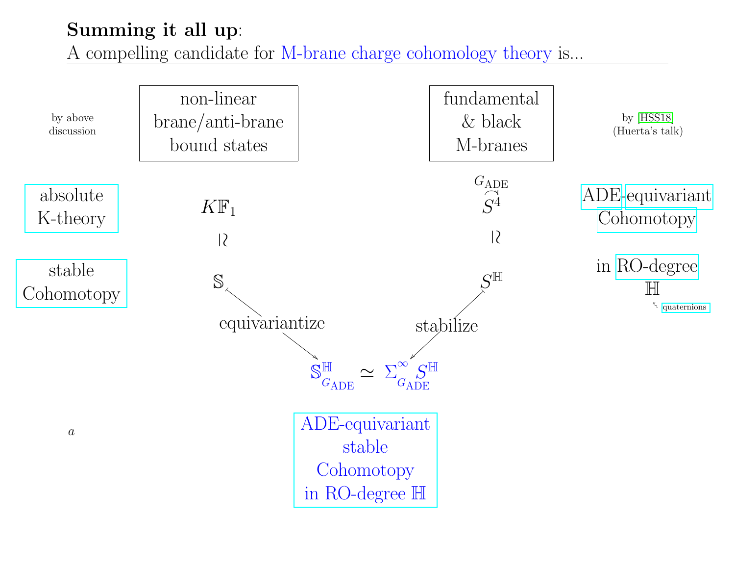**Summing it all up**:
A compelling candidate for M-brane charge cohomology theory is...

| by above discussion | non-linear brane/anti-brane bound states | fundamental & black M-branes | by [HSS18] (Huerta's talk) |
|---|---|---|---|
| absolute K-theory | $K\mathbb{F}_1$ | $G_{\mathrm{ADE}} \curvearrowright S^4$ | ADE-equivariant Cohomotopy |
| | $\wr$ | $\wr$ | |
| stable Cohomotopy | $\mathbb{S}$ | $S^{\mathbb{H}}$ | in RO-degree $\mathbb{H}$ (quaternions) |

$\mathbb{S}$ —equivariantize→ $\mathbb{S}^{\mathbb{H}}_{G_{\mathrm{ADE}}}$ and $S^{\mathbb{H}}$ —stabilize→ $\Sigma^{\infty}_{G_{\mathrm{ADE}}} S^{\mathbb{H}}$:

$$\mathbb{S}^{\mathbb{H}}_{G_{\mathrm{ADE}}} \simeq \Sigma^{\infty}_{G_{\mathrm{ADE}}} S^{\mathbb{H}}$$

ADE-equivariant stable Cohomotopy in RO-degree $\mathbb{H}$

$a$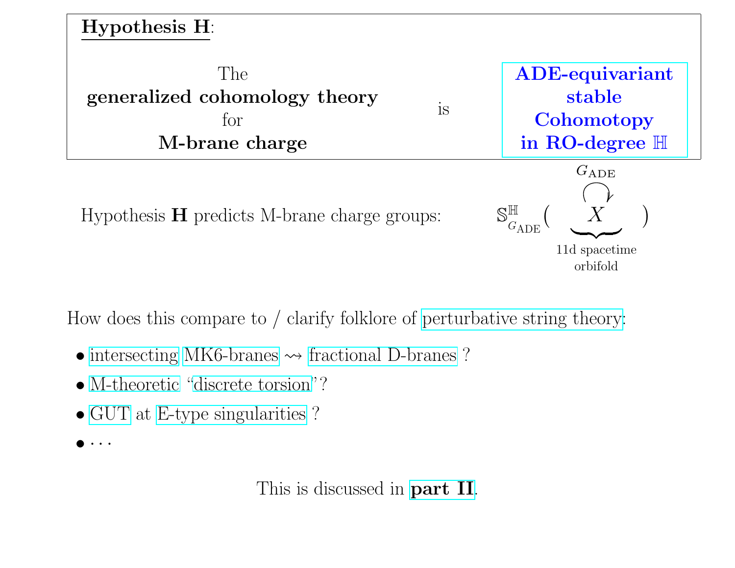**Hypothesis H**:

The **generalized cohomology theory** for **M-brane charge** is **ADE-equivariant stable Cohomotopy in RO-degree $\mathbb{H}$**

Hypothesis **H** predicts M-brane charge groups:

$$\mathbb{S}^{\mathbb{H}}_{G_{\mathrm{ADE}}}\Big(\underbrace{\overset{G_{\mathrm{ADE}}}{\circlearrowright} X}_{\text{11d spacetime orbifold}}\Big)$$

How does this compare to / clarify folklore of perturbative string theory:

- intersecting MK6-branes $\rightsquigarrow$ fractional D-branes ?
- M-theoretic "discrete torsion"?
- GUT at E-type singularities ?
- $\cdots$

This is discussed in **part II**.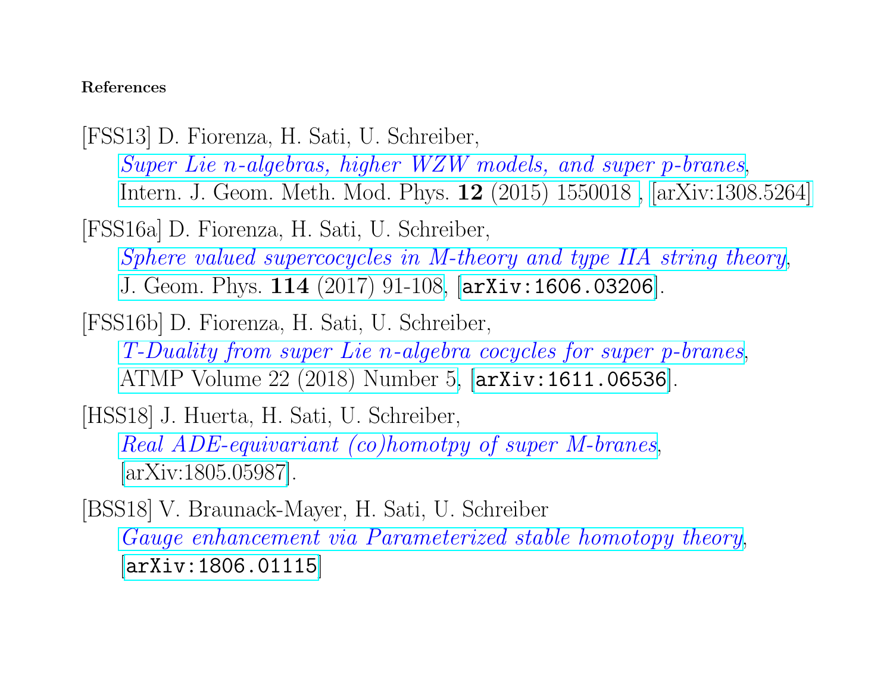**References**

[FSS13] D. Fiorenza, H. Sati, U. Schreiber,
*Super Lie n-algebras, higher WZW models, and super p-branes*,
Intern. J. Geom. Meth. Mod. Phys. **12** (2015) 1550018 , [arXiv:1308.5264]

[FSS16a] D. Fiorenza, H. Sati, U. Schreiber,
*Sphere valued supercocycles in M-theory and type IIA string theory*,
J. Geom. Phys. **114** (2017) 91-108, [arXiv:1606.03206].

[FSS16b] D. Fiorenza, H. Sati, U. Schreiber,
*T-Duality from super Lie n-algebra cocycles for super p-branes*,
ATMP Volume 22 (2018) Number 5, [arXiv:1611.06536].

[HSS18] J. Huerta, H. Sati, U. Schreiber,
*Real ADE-equivariant (co)homotpy of super M-branes*,
[arXiv:1805.05987].

[BSS18] V. Braunack-Mayer, H. Sati, U. Schreiber
*Gauge enhancement via Parameterized stable homotopy theory*,
[arXiv:1806.01115]